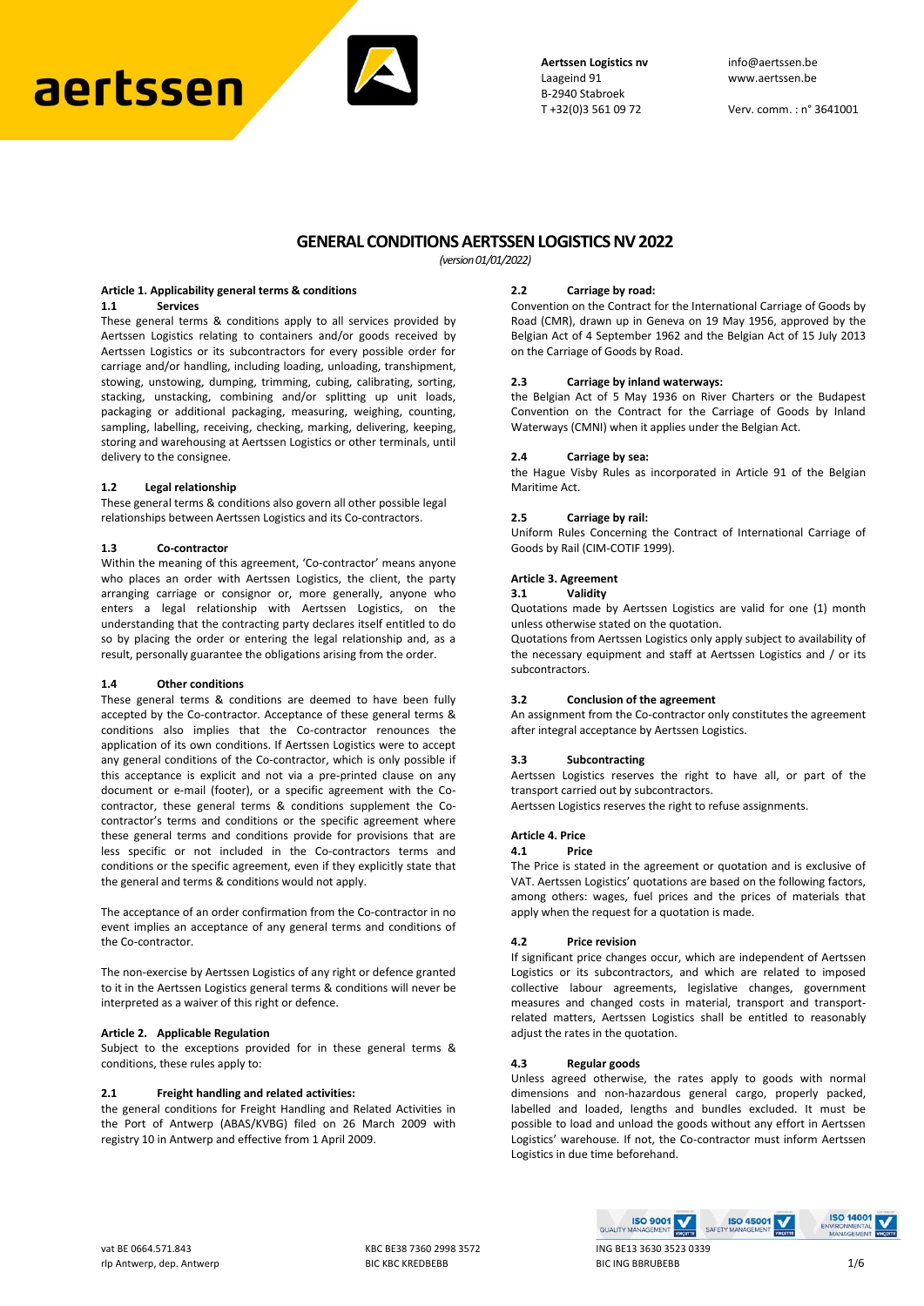Aertssen Logistics nv
Laageind 91
B-2940 Stabroek
T +32(0)3 561 09 72

info@aertssen.be
www.aertssen.be

Verv. comm. : n° 3641001

# GENERAL CONDITIONS AERTSSEN LOGISTICS NV 2022

*(version 01/01/2022)*

## Article 1. Applicability general terms & conditions

### 1.1 Services

These general terms & conditions apply to all services provided by Aertssen Logistics relating to containers and/or goods received by Aertssen Logistics or its subcontractors for every possible order for carriage and/or handling, including loading, unloading, transhipment, stowing, unstowing, dumping, trimming, cubing, calibrating, sorting, stacking, unstacking, combining and/or splitting up unit loads, packaging or additional packaging, measuring, weighing, counting, sampling, labelling, receiving, checking, marking, delivering, keeping, storing and warehousing at Aertssen Logistics or other terminals, until delivery to the consignee.

### 1.2 Legal relationship

These general terms & conditions also govern all other possible legal relationships between Aertssen Logistics and its Co-contractors.

### 1.3 Co-contractor

Within the meaning of this agreement, 'Co-contractor' means anyone who places an order with Aertssen Logistics, the client, the party arranging carriage or consignor or, more generally, anyone who enters a legal relationship with Aertssen Logistics, on the understanding that the contracting party declares itself entitled to do so by placing the order or entering the legal relationship and, as a result, personally guarantee the obligations arising from the order.

### 1.4 Other conditions

These general terms & conditions are deemed to have been fully accepted by the Co-contractor. Acceptance of these general terms & conditions also implies that the Co-contractor renounces the application of its own conditions. If Aertssen Logistics were to accept any general conditions of the Co-contractor, which is only possible if this acceptance is explicit and not via a pre-printed clause on any document or e-mail (footer), or a specific agreement with the Co-contractor, these general terms & conditions supplement the Co-contractor's terms and conditions or the specific agreement where these general terms and conditions provide for provisions that are less specific or not included in the Co-contractors terms and conditions or the specific agreement, even if they explicitly state that the general and terms & conditions would not apply.

The acceptance of an order confirmation from the Co-contractor in no event implies an acceptance of any general terms and conditions of the Co-contractor.

The non-exercise by Aertssen Logistics of any right or defence granted to it in the Aertssen Logistics general terms & conditions will never be interpreted as a waiver of this right or defence.

## Article 2. Applicable Regulation

Subject to the exceptions provided for in these general terms & conditions, these rules apply to:

### 2.1 Freight handling and related activities:

the general conditions for Freight Handling and Related Activities in the Port of Antwerp (ABAS/KVBG) filed on 26 March 2009 with registry 10 in Antwerp and effective from 1 April 2009.

### 2.2 Carriage by road:

Convention on the Contract for the International Carriage of Goods by Road (CMR), drawn up in Geneva on 19 May 1956, approved by the Belgian Act of 4 September 1962 and the Belgian Act of 15 July 2013 on the Carriage of Goods by Road.

### 2.3 Carriage by inland waterways:

the Belgian Act of 5 May 1936 on River Charters or the Budapest Convention on the Contract for the Carriage of Goods by Inland Waterways (CMNI) when it applies under the Belgian Act.

### 2.4 Carriage by sea:

the Hague Visby Rules as incorporated in Article 91 of the Belgian Maritime Act.

### 2.5 Carriage by rail:

Uniform Rules Concerning the Contract of International Carriage of Goods by Rail (CIM-COTIF 1999).

## Article 3. Agreement

### 3.1 Validity

Quotations made by Aertssen Logistics are valid for one (1) month unless otherwise stated on the quotation.

Quotations from Aertssen Logistics only apply subject to availability of the necessary equipment and staff at Aertssen Logistics and / or its subcontractors.

### 3.2 Conclusion of the agreement

An assignment from the Co-contractor only constitutes the agreement after integral acceptance by Aertssen Logistics.

### 3.3 Subcontracting

Aertssen Logistics reserves the right to have all, or part of the transport carried out by subcontractors.

Aertssen Logistics reserves the right to refuse assignments.

## Article 4. Price

### 4.1 Price

The Price is stated in the agreement or quotation and is exclusive of VAT. Aertssen Logistics' quotations are based on the following factors, among others: wages, fuel prices and the prices of materials that apply when the request for a quotation is made.

### 4.2 Price revision

If significant price changes occur, which are independent of Aertssen Logistics or its subcontractors, and which are related to imposed collective labour agreements, legislative changes, government measures and changed costs in material, transport and transport-related matters, Aertssen Logistics shall be entitled to reasonably adjust the rates in the quotation.

### 4.3 Regular goods

Unless agreed otherwise, the rates apply to goods with normal dimensions and non-hazardous general cargo, properly packed, labelled and loaded, lengths and bundles excluded. It must be possible to load and unload the goods without any effort in Aertssen Logistics' warehouse. If not, the Co-contractor must inform Aertssen Logistics in due time beforehand.

vat BE 0664.571.843
rlp Antwerp, dep. Antwerp

KBC BE38 7360 2998 3572
BIC KBC KREDBEBB

ING BE13 3630 3523 0339
BIC ING BBRUBEBB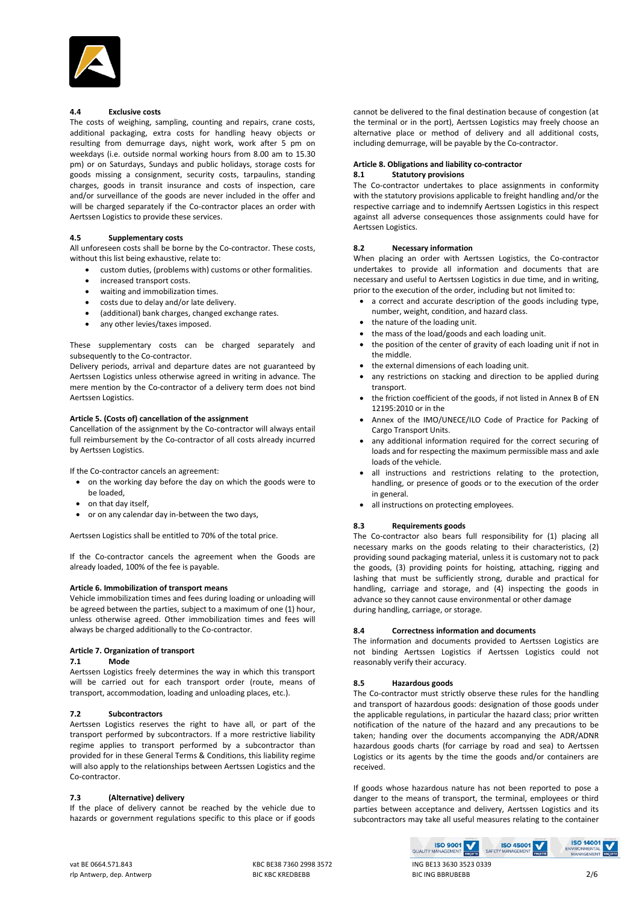#### 4.4 Exclusive costs

The costs of weighing, sampling, counting and repairs, crane costs, additional packaging, extra costs for handling heavy objects or resulting from demurrage days, night work, work after 5 pm on weekdays (i.e. outside normal working hours from 8.00 am to 15.30 pm) or on Saturdays, Sundays and public holidays, storage costs for goods missing a consignment, security costs, tarpaulins, standing charges, goods in transit insurance and costs of inspection, care and/or surveillance of the goods are never included in the offer and will be charged separately if the Co-contractor places an order with Aertssen Logistics to provide these services.

#### 4.5 Supplementary costs

All unforeseen costs shall be borne by the Co-contractor. These costs, without this list being exhaustive, relate to:

- custom duties, (problems with) customs or other formalities.
- increased transport costs.
- waiting and immobilization times.
- costs due to delay and/or late delivery.
- (additional) bank charges, changed exchange rates.
- any other levies/taxes imposed.

These supplementary costs can be charged separately and subsequently to the Co-contractor.

Delivery periods, arrival and departure dates are not guaranteed by Aertssen Logistics unless otherwise agreed in writing in advance. The mere mention by the Co-contractor of a delivery term does not bind Aertssen Logistics.

### Article 5. (Costs of) cancellation of the assignment

Cancellation of the assignment by the Co-contractor will always entail full reimbursement by the Co-contractor of all costs already incurred by Aertssen Logistics.

If the Co-contractor cancels an agreement:

- on the working day before the day on which the goods were to be loaded,
- on that day itself,
- or on any calendar day in-between the two days,

Aertssen Logistics shall be entitled to 70% of the total price.

If the Co-contractor cancels the agreement when the Goods are already loaded, 100% of the fee is payable.

### Article 6. Immobilization of transport means

Vehicle immobilization times and fees during loading or unloading will be agreed between the parties, subject to a maximum of one (1) hour, unless otherwise agreed. Other immobilization times and fees will always be charged additionally to the Co-contractor.

### Article 7. Organization of transport

#### 7.1 Mode

Aertssen Logistics freely determines the way in which this transport will be carried out for each transport order (route, means of transport, accommodation, loading and unloading places, etc.).

#### 7.2 Subcontractors

Aertssen Logistics reserves the right to have all, or part of the transport performed by subcontractors. If a more restrictive liability regime applies to transport performed by a subcontractor than provided for in these General Terms & Conditions, this liability regime will also apply to the relationships between Aertssen Logistics and the Co-contractor.

#### 7.3 (Alternative) delivery

If the place of delivery cannot be reached by the vehicle due to hazards or government regulations specific to this place or if goods cannot be delivered to the final destination because of congestion (at the terminal or in the port), Aertssen Logistics may freely choose an alternative place or method of delivery and all additional costs, including demurrage, will be payable by the Co-contractor.

### Article 8. Obligations and liability co-contractor

#### 8.1 Statutory provisions

The Co-contractor undertakes to place assignments in conformity with the statutory provisions applicable to freight handling and/or the respective carriage and to indemnify Aertssen Logistics in this respect against all adverse consequences those assignments could have for Aertssen Logistics.

#### 8.2 Necessary information

When placing an order with Aertssen Logistics, the Co-contractor undertakes to provide all information and documents that are necessary and useful to Aertssen Logistics in due time, and in writing, prior to the execution of the order, including but not limited to:

- a correct and accurate description of the goods including type, number, weight, condition, and hazard class.
- the nature of the loading unit.
- the mass of the load/goods and each loading unit.
- the position of the center of gravity of each loading unit if not in the middle.
- the external dimensions of each loading unit.
- any restrictions on stacking and direction to be applied during transport.
- the friction coefficient of the goods, if not listed in Annex B of EN 12195:2010 or in the
- Annex of the IMO/UNECE/ILO Code of Practice for Packing of Cargo Transport Units.
- any additional information required for the correct securing of loads and for respecting the maximum permissible mass and axle loads of the vehicle.
- all instructions and restrictions relating to the protection, handling, or presence of goods or to the execution of the order in general.
- all instructions on protecting employees.

#### 8.3 Requirements goods

The Co-contractor also bears full responsibility for (1) placing all necessary marks on the goods relating to their characteristics, (2) providing sound packaging material, unless it is customary not to pack the goods, (3) providing points for hoisting, attaching, rigging and lashing that must be sufficiently strong, durable and practical for handling, carriage and storage, and (4) inspecting the goods in advance so they cannot cause environmental or other damage during handling, carriage, or storage.

#### 8.4 Correctness information and documents

The information and documents provided to Aertssen Logistics are not binding Aertssen Logistics if Aertssen Logistics could not reasonably verify their accuracy.

#### 8.5 Hazardous goods

The Co-contractor must strictly observe these rules for the handling and transport of hazardous goods: designation of those goods under the applicable regulations, in particular the hazard class; prior written notification of the nature of the hazard and any precautions to be taken; handing over the documents accompanying the ADR/ADNR hazardous goods charts (for carriage by road and sea) to Aertssen Logistics or its agents by the time the goods and/or containers are received.

If goods whose hazardous nature has not been reported to pose a danger to the means of transport, the terminal, employees or third parties between acceptance and delivery, Aertssen Logistics and its subcontractors may take all useful measures relating to the container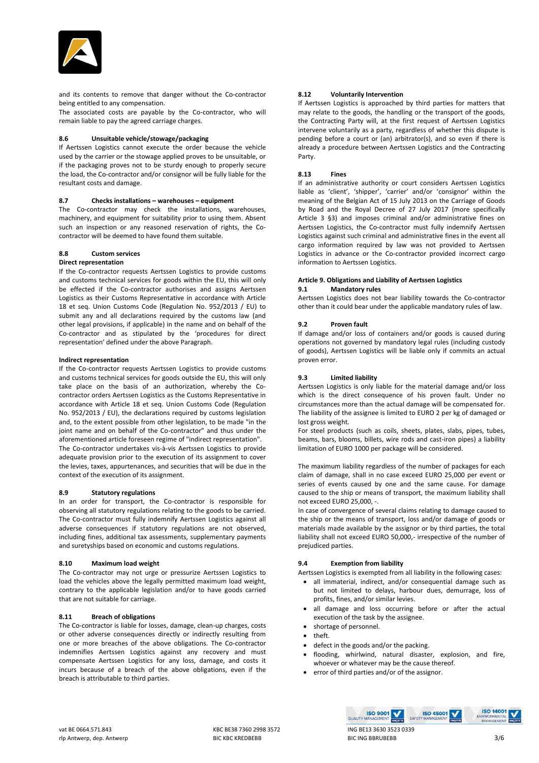and its contents to remove that danger without the Co-contractor being entitled to any compensation.

The associated costs are payable by the Co-contractor, who will remain liable to pay the agreed carriage charges.

### 8.6 Unsuitable vehicle/stowage/packaging

If Aertssen Logistics cannot execute the order because the vehicle used by the carrier or the stowage applied proves to be unsuitable, or if the packaging proves not to be sturdy enough to properly secure the load, the Co-contractor or consignor will be fully liable for the resultant costs and damage.

### 8.7 Checks installations – warehouses – equipment

The Co-contractor may check the installations, warehouses, machinery, and equipment for suitability prior to using them. Absent such an inspection or any reasoned reservation of rights, the Co-contractor will be deemed to have found them suitable.

### 8.8 Custom services

**Direct representation**

If the Co-contractor requests Aertssen Logistics to provide customs and customs technical services for goods within the EU, this will only be effected if the Co-contractor authorises and assigns Aertssen Logistics as their Customs Representative in accordance with Article 18 et seq. Union Customs Code (Regulation No. 952/2013 / EU) to submit any and all declarations required by the customs law (and other legal provisions, if applicable) in the name and on behalf of the Co-contractor and as stipulated by the 'procedures for direct representation' defined under the above Paragraph.

**Indirect representation**

If the Co-contractor requests Aertssen Logistics to provide customs and customs technical services for goods outside the EU, this will only take place on the basis of an authorization, whereby the Co-contractor orders Aertssen Logistics as the Customs Representative in accordance with Article 18 et seq. Union Customs Code (Regulation No. 952/2013 / EU), the declarations required by customs legislation and, to the extent possible from other legislation, to be made "in the joint name and on behalf of the Co-contractor" and thus under the aforementioned article foreseen regime of "indirect representation".

The Co-contractor undertakes vis-à-vis Aertssen Logistics to provide adequate provision prior to the execution of its assignment to cover the levies, taxes, appurtenances, and securities that will be due in the context of the execution of its assignment.

### 8.9 Statutory regulations

In an order for transport, the Co-contractor is responsible for observing all statutory regulations relating to the goods to be carried. The Co-contractor must fully indemnify Aertssen Logistics against all adverse consequences if statutory regulations are not observed, including fines, additional tax assessments, supplementary payments and suretyships based on economic and customs regulations.

### 8.10 Maximum load weight

The Co-contractor may not urge or pressurize Aertssen Logistics to load the vehicles above the legally permitted maximum load weight, contrary to the applicable legislation and/or to have goods carried that are not suitable for carriage.

### 8.11 Breach of obligations

The Co-contractor is liable for losses, damage, clean-up charges, costs or other adverse consequences directly or indirectly resulting from one or more breaches of the above obligations. The Co-contractor indemnifies Aertssen Logistics against any recovery and must compensate Aertssen Logistics for any loss, damage, and costs it incurs because of a breach of the above obligations, even if the breach is attributable to third parties.

### 8.12 Voluntarily Intervention

If Aertssen Logistics is approached by third parties for matters that may relate to the goods, the handling or the transport of the goods, the Contracting Party will, at the first request of Aertssen Logistics intervene voluntarily as a party, regardless of whether this dispute is pending before a court or (an) arbitrator(s), and so even if there is already a procedure between Aertssen Logistics and the Contracting Party.

### 8.13 Fines

If an administrative authority or court considers Aertssen Logistics liable as 'client', 'shipper', 'carrier' and/or 'consignor' within the meaning of the Belgian Act of 15 July 2013 on the Carriage of Goods by Road and the Royal Decree of 27 July 2017 (more specifically Article 3 §3) and imposes criminal and/or administrative fines on Aertssen Logistics, the Co-contractor must fully indemnify Aertssen Logistics against such criminal and administrative fines in the event all cargo information required by law was not provided to Aertssen Logistics in advance or the Co-contractor provided incorrect cargo information to Aertssen Logistics.

## Article 9. Obligations and Liability of Aertssen Logistics

### 9.1 Mandatory rules

Aertssen Logistics does not bear liability towards the Co-contractor other than it could bear under the applicable mandatory rules of law.

### 9.2 Proven fault

If damage and/or loss of containers and/or goods is caused during operations not governed by mandatory legal rules (including custody of goods), Aertssen Logistics will be liable only if commits an actual proven error.

### 9.3 Limited liability

Aertssen Logistics is only liable for the material damage and/or loss which is the direct consequence of his proven fault. Under no circumstances more than the actual damage will be compensated for. The liability of the assignee is limited to EURO 2 per kg of damaged or lost gross weight.

For steel products (such as coils, sheets, plates, slabs, pipes, tubes, beams, bars, blooms, billets, wire rods and cast-iron pipes) a liability limitation of EURO 1000 per package will be considered.

The maximum liability regardless of the number of packages for each claim of damage, shall in no case exceed EURO 25,000 per event or series of events caused by one and the same cause. For damage caused to the ship or means of transport, the maximum liability shall not exceed EURO 25,000, -.

In case of convergence of several claims relating to damage caused to the ship or the means of transport, loss and/or damage of goods or materials made available by the assignor or by third parties, the total liability shall not exceed EURO 50,000,- irrespective of the number of prejudiced parties.

### 9.4 Exemption from liability

Aertssen Logistics is exempted from all liability in the following cases:

- all immaterial, indirect, and/or consequential damage such as but not limited to delays, harbour dues, demurrage, loss of profits, fines, and/or similar levies.
- all damage and loss occurring before or after the actual execution of the task by the assignee.
- shortage of personnel.
- theft.
- defect in the goods and/or the packing.
- flooding, whirlwind, natural disaster, explosion, and fire, whoever or whatever may be the cause thereof.
- error of third parties and/or of the assignor.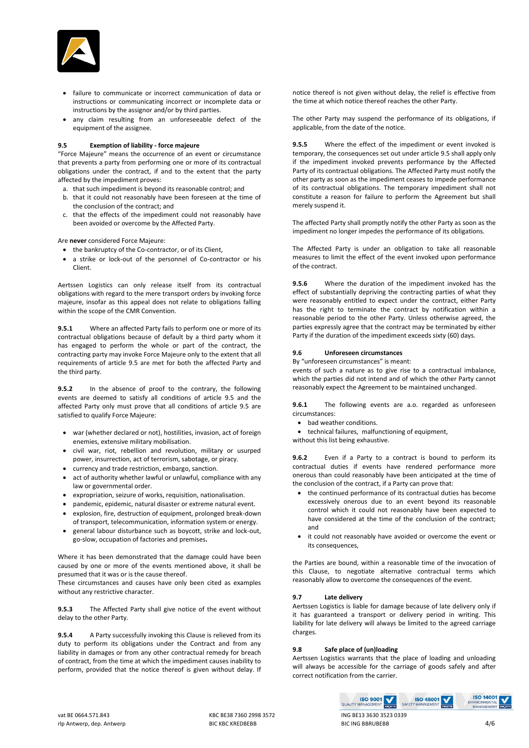- failure to communicate or incorrect communication of data or instructions or communicating incorrect or incomplete data or instructions by the assignor and/or by third parties.
- any claim resulting from an unforeseeable defect of the equipment of the assignee.

### 9.5 Exemption of liability - force majeure

"Force Majeure" means the occurrence of an event or circumstance that prevents a party from performing one or more of its contractual obligations under the contract, if and to the extent that the party affected by the impediment proves:

a. that such impediment is beyond its reasonable control; and
b. that it could not reasonably have been foreseen at the time of the conclusion of the contract; and
c. that the effects of the impediment could not reasonably have been avoided or overcome by the Affected Party.

Are **never** considered Force Majeure:

- the bankruptcy of the Co-contractor, or of its Client,
- a strike or lock-out of the personnel of Co-contractor or his Client.

Aertssen Logistics can only release itself from its contractual obligations with regard to the mere transport orders by invoking force majeure, insofar as this appeal does not relate to obligations falling within the scope of the CMR Convention.

**9.5.1** Where an affected Party fails to perform one or more of its contractual obligations because of default by a third party whom it has engaged to perform the whole or part of the contract, the contracting party may invoke Force Majeure only to the extent that all requirements of article 9.5 are met for both the affected Party and the third party.

**9.5.2** In the absence of proof to the contrary, the following events are deemed to satisfy all conditions of article 9.5 and the affected Party only must prove that all conditions of article 9.5 are satisfied to qualify Force Majeure:

- war (whether declared or not), hostilities, invasion, act of foreign enemies, extensive military mobilisation.
- civil war, riot, rebellion and revolution, military or usurped power, insurrection, act of terrorism, sabotage, or piracy.
- currency and trade restriction, embargo, sanction.
- act of authority whether lawful or unlawful, compliance with any law or governmental order.
- expropriation, seizure of works, requisition, nationalisation.
- pandemic, epidemic, natural disaster or extreme natural event.
- explosion, fire, destruction of equipment, prolonged break-down of transport, telecommunication, information system or energy.
- general labour disturbance such as boycott, strike and lock-out, go-slow, occupation of factories and premises.

Where it has been demonstrated that the damage could have been caused by one or more of the events mentioned above, it shall be presumed that it was or is the cause thereof.
These circumstances and causes have only been cited as examples without any restrictive character.

**9.5.3** The Affected Party shall give notice of the event without delay to the other Party.

**9.5.4** A Party successfully invoking this Clause is relieved from its duty to perform its obligations under the Contract and from any liability in damages or from any other contractual remedy for breach of contract, from the time at which the impediment causes inability to perform, provided that the notice thereof is given without delay. If notice thereof is not given without delay, the relief is effective from the time at which notice thereof reaches the other Party.

The other Party may suspend the performance of its obligations, if applicable, from the date of the notice.

**9.5.5** Where the effect of the impediment or event invoked is temporary, the consequences set out under article 9.5 shall apply only if the impediment invoked prevents performance by the Affected Party of its contractual obligations. The Affected Party must notify the other party as soon as the impediment ceases to impede performance of its contractual obligations. The temporary impediment shall not constitute a reason for failure to perform the Agreement but shall merely suspend it.

The affected Party shall promptly notify the other Party as soon as the impediment no longer impedes the performance of its obligations.

The Affected Party is under an obligation to take all reasonable measures to limit the effect of the event invoked upon performance of the contract.

**9.5.6** Where the duration of the impediment invoked has the effect of substantially depriving the contracting parties of what they were reasonably entitled to expect under the contract, either Party has the right to terminate the contract by notification within a reasonable period to the other Party. Unless otherwise agreed, the parties expressly agree that the contract may be terminated by either Party if the duration of the impediment exceeds sixty (60) days.

### 9.6 Unforeseen circumstances

By "unforeseen circumstances" is meant:
events of such a nature as to give rise to a contractual imbalance, which the parties did not intend and of which the other Party cannot reasonably expect the Agreement to be maintained unchanged.

**9.6.1** The following events are a.o. regarded as unforeseen circumstances:

- bad weather conditions.
- technical failures, malfunctioning of equipment,

without this list being exhaustive.

**9.6.2** Even if a Party to a contract is bound to perform its contractual duties if events have rendered performance more onerous than could reasonably have been anticipated at the time of the conclusion of the contract, if a Party can prove that:

- the continued performance of its contractual duties has become excessively onerous due to an event beyond its reasonable control which it could not reasonably have been expected to have considered at the time of the conclusion of the contract; and
- it could not reasonably have avoided or overcome the event or its consequences,

the Parties are bound, within a reasonable time of the invocation of this Clause, to negotiate alternative contractual terms which reasonably allow to overcome the consequences of the event.

### 9.7 Late delivery

Aertssen Logistics is liable for damage because of late delivery only if it has guaranteed a transport or delivery period in writing. This liability for late delivery will always be limited to the agreed carriage charges.

### 9.8 Safe place of (un)loading

Aertssen Logistics warrants that the place of loading and unloading will always be accessible for the carriage of goods safely and after correct notification from the carrier.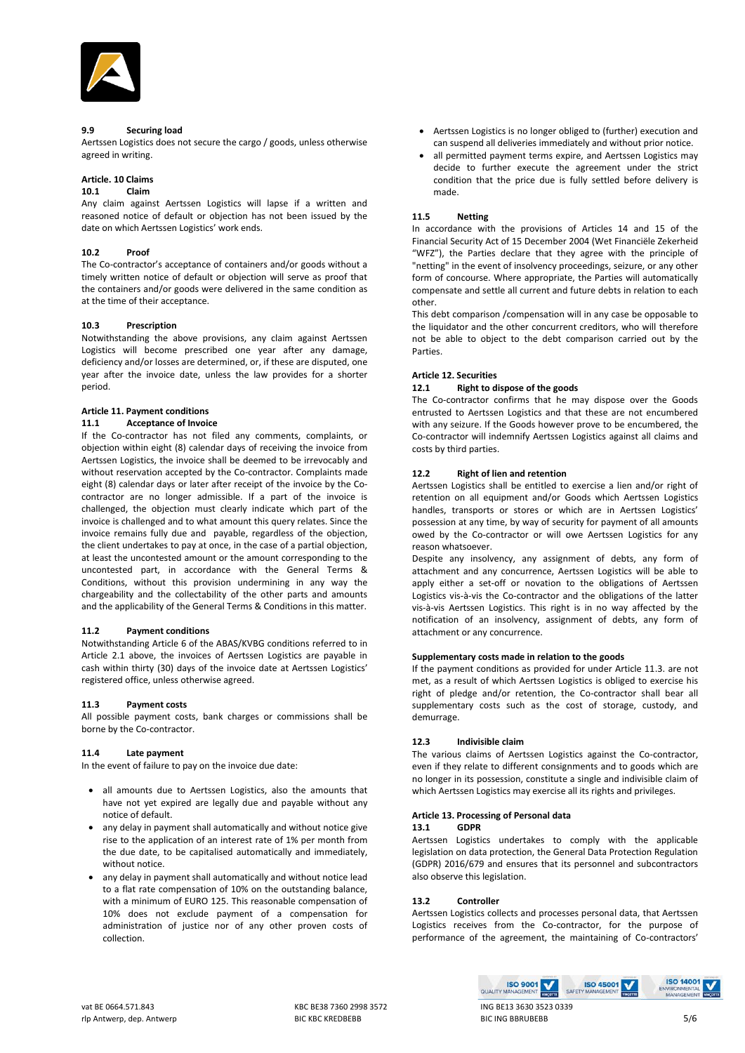### 9.9 Securing load

Aertssen Logistics does not secure the cargo / goods, unless otherwise agreed in writing.

## Article. 10 Claims

### 10.1 Claim

Any claim against Aertssen Logistics will lapse if a written and reasoned notice of default or objection has not been issued by the date on which Aertssen Logistics' work ends.

### 10.2 Proof

The Co-contractor's acceptance of containers and/or goods without a timely written notice of default or objection will serve as proof that the containers and/or goods were delivered in the same condition as at the time of their acceptance.

### 10.3 Prescription

Notwithstanding the above provisions, any claim against Aertssen Logistics will become prescribed one year after any damage, deficiency and/or losses are determined, or, if these are disputed, one year after the invoice date, unless the law provides for a shorter period.

## Article 11. Payment conditions

### 11.1 Acceptance of Invoice

If the Co-contractor has not filed any comments, complaints, or objection within eight (8) calendar days of receiving the invoice from Aertssen Logistics, the invoice shall be deemed to be irrevocably and without reservation accepted by the Co-contractor. Complaints made eight (8) calendar days or later after receipt of the invoice by the Co-contractor are no longer admissible. If a part of the invoice is challenged, the objection must clearly indicate which part of the invoice is challenged and to what amount this query relates. Since the invoice remains fully due and payable, regardless of the objection, the client undertakes to pay at once, in the case of a partial objection, at least the uncontested amount or the amount corresponding to the uncontested part, in accordance with the General Terms & Conditions, without this provision undermining in any way the chargeability and the collectability of the other parts and amounts and the applicability of the General Terms & Conditions in this matter.

### 11.2 Payment conditions

Notwithstanding Article 6 of the ABAS/KVBG conditions referred to in Article 2.1 above, the invoices of Aertssen Logistics are payable in cash within thirty (30) days of the invoice date at Aertssen Logistics' registered office, unless otherwise agreed.

### 11.3 Payment costs

All possible payment costs, bank charges or commissions shall be borne by the Co-contractor.

### 11.4 Late payment

In the event of failure to pay on the invoice due date:

- all amounts due to Aertssen Logistics, also the amounts that have not yet expired are legally due and payable without any notice of default.
- any delay in payment shall automatically and without notice give rise to the application of an interest rate of 1% per month from the due date, to be capitalised automatically and immediately, without notice.
- any delay in payment shall automatically and without notice lead to a flat rate compensation of 10% on the outstanding balance, with a minimum of EURO 125. This reasonable compensation of 10% does not exclude payment of a compensation for administration of justice nor of any other proven costs of collection.
- Aertssen Logistics is no longer obliged to (further) execution and can suspend all deliveries immediately and without prior notice.
- all permitted payment terms expire, and Aertssen Logistics may decide to further execute the agreement under the strict condition that the price due is fully settled before delivery is made.

### 11.5 Netting

In accordance with the provisions of Articles 14 and 15 of the Financial Security Act of 15 December 2004 (Wet Financiële Zekerheid "WFZ"), the Parties declare that they agree with the principle of "netting" in the event of insolvency proceedings, seizure, or any other form of concourse. Where appropriate, the Parties will automatically compensate and settle all current and future debts in relation to each other.

This debt comparison /compensation will in any case be opposable to the liquidator and the other concurrent creditors, who will therefore not be able to object to the debt comparison carried out by the Parties.

## Article 12. Securities

### 12.1 Right to dispose of the goods

The Co-contractor confirms that he may dispose over the Goods entrusted to Aertssen Logistics and that these are not encumbered with any seizure. If the Goods however prove to be encumbered, the Co-contractor will indemnify Aertssen Logistics against all claims and costs by third parties.

### 12.2 Right of lien and retention

Aertssen Logistics shall be entitled to exercise a lien and/or right of retention on all equipment and/or Goods which Aertssen Logistics handles, transports or stores or which are in Aertssen Logistics' possession at any time, by way of security for payment of all amounts owed by the Co-contractor or will owe Aertssen Logistics for any reason whatsoever.

Despite any insolvency, any assignment of debts, any form of attachment and any concurrence, Aertssen Logistics will be able to apply either a set-off or novation to the obligations of Aertssen Logistics vis-à-vis the Co-contractor and the obligations of the latter vis-à-vis Aertssen Logistics. This right is in no way affected by the notification of an insolvency, assignment of debts, any form of attachment or any concurrence.

**Supplementary costs made in relation to the goods**

If the payment conditions as provided for under Article 11.3. are not met, as a result of which Aertssen Logistics is obliged to exercise his right of pledge and/or retention, the Co-contractor shall bear all supplementary costs such as the cost of storage, custody, and demurrage.

### 12.3 Indivisible claim

The various claims of Aertssen Logistics against the Co-contractor, even if they relate to different consignments and to goods which are no longer in its possession, constitute a single and indivisible claim of which Aertssen Logistics may exercise all its rights and privileges.

## Article 13. Processing of Personal data

### 13.1 GDPR

Aertssen Logistics undertakes to comply with the applicable legislation on data protection, the General Data Protection Regulation (GDPR) 2016/679 and ensures that its personnel and subcontractors also observe this legislation.

### 13.2 Controller

Aertssen Logistics collects and processes personal data, that Aertssen Logistics receives from the Co-contractor, for the purpose of performance of the agreement, the maintaining of Co-contractors'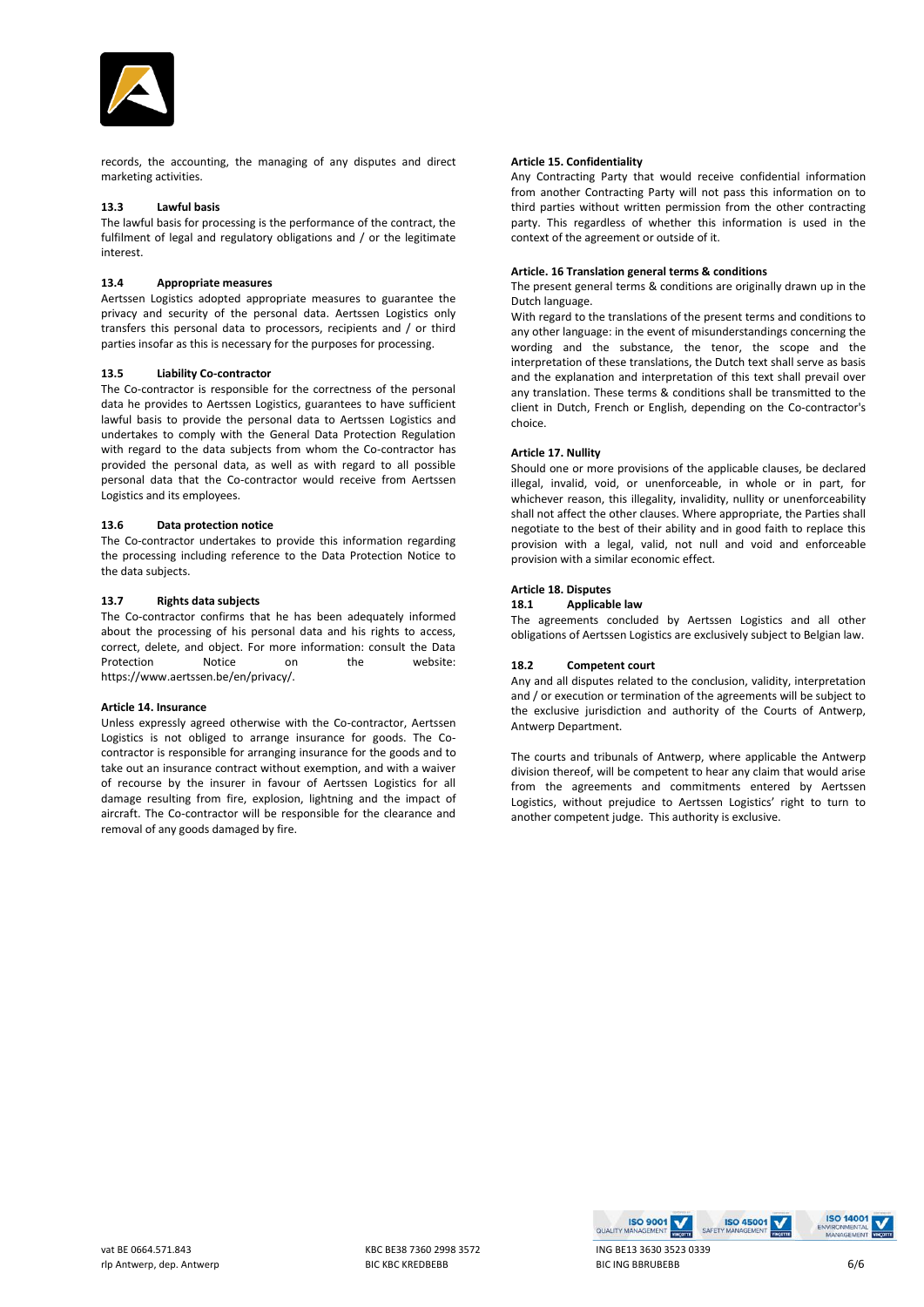records, the accounting, the managing of any disputes and direct marketing activities.

#### 13.3 Lawful basis

The lawful basis for processing is the performance of the contract, the fulfilment of legal and regulatory obligations and / or the legitimate interest.

#### 13.4 Appropriate measures

Aertssen Logistics adopted appropriate measures to guarantee the privacy and security of the personal data. Aertssen Logistics only transfers this personal data to processors, recipients and / or third parties insofar as this is necessary for the purposes for processing.

#### 13.5 Liability Co-contractor

The Co-contractor is responsible for the correctness of the personal data he provides to Aertssen Logistics, guarantees to have sufficient lawful basis to provide the personal data to Aertssen Logistics and undertakes to comply with the General Data Protection Regulation with regard to the data subjects from whom the Co-contractor has provided the personal data, as well as with regard to all possible personal data that the Co-contractor would receive from Aertssen Logistics and its employees.

#### 13.6 Data protection notice

The Co-contractor undertakes to provide this information regarding the processing including reference to the Data Protection Notice to the data subjects.

#### 13.7 Rights data subjects

The Co-contractor confirms that he has been adequately informed about the processing of his personal data and his rights to access, correct, delete, and object. For more information: consult the Data Protection Notice on the website: https://www.aertssen.be/en/privacy/.

### Article 14. Insurance

Unless expressly agreed otherwise with the Co-contractor, Aertssen Logistics is not obliged to arrange insurance for goods. The Co-contractor is responsible for arranging insurance for the goods and to take out an insurance contract without exemption, and with a waiver of recourse by the insurer in favour of Aertssen Logistics for all damage resulting from fire, explosion, lightning and the impact of aircraft. The Co-contractor will be responsible for the clearance and removal of any goods damaged by fire.

### Article 15. Confidentiality

Any Contracting Party that would receive confidential information from another Contracting Party will not pass this information on to third parties without written permission from the other contracting party. This regardless of whether this information is used in the context of the agreement or outside of it.

### Article. 16 Translation general terms & conditions

The present general terms & conditions are originally drawn up in the Dutch language.

With regard to the translations of the present terms and conditions to any other language: in the event of misunderstandings concerning the wording and the substance, the tenor, the scope and the interpretation of these translations, the Dutch text shall serve as basis and the explanation and interpretation of this text shall prevail over any translation. These terms & conditions shall be transmitted to the client in Dutch, French or English, depending on the Co-contractor's choice.

### Article 17. Nullity

Should one or more provisions of the applicable clauses, be declared illegal, invalid, void, or unenforceable, in whole or in part, for whichever reason, this illegality, invalidity, nullity or unenforceability shall not affect the other clauses. Where appropriate, the Parties shall negotiate to the best of their ability and in good faith to replace this provision with a legal, valid, not null and void and enforceable provision with a similar economic effect.

### Article 18. Disputes

#### 18.1 Applicable law

The agreements concluded by Aertssen Logistics and all other obligations of Aertssen Logistics are exclusively subject to Belgian law.

#### 18.2 Competent court

Any and all disputes related to the conclusion, validity, interpretation and / or execution or termination of the agreements will be subject to the exclusive jurisdiction and authority of the Courts of Antwerp, Antwerp Department.

The courts and tribunals of Antwerp, where applicable the Antwerp division thereof, will be competent to hear any claim that would arise from the agreements and commitments entered by Aertssen Logistics, without prejudice to Aertssen Logistics' right to turn to another competent judge. This authority is exclusive.